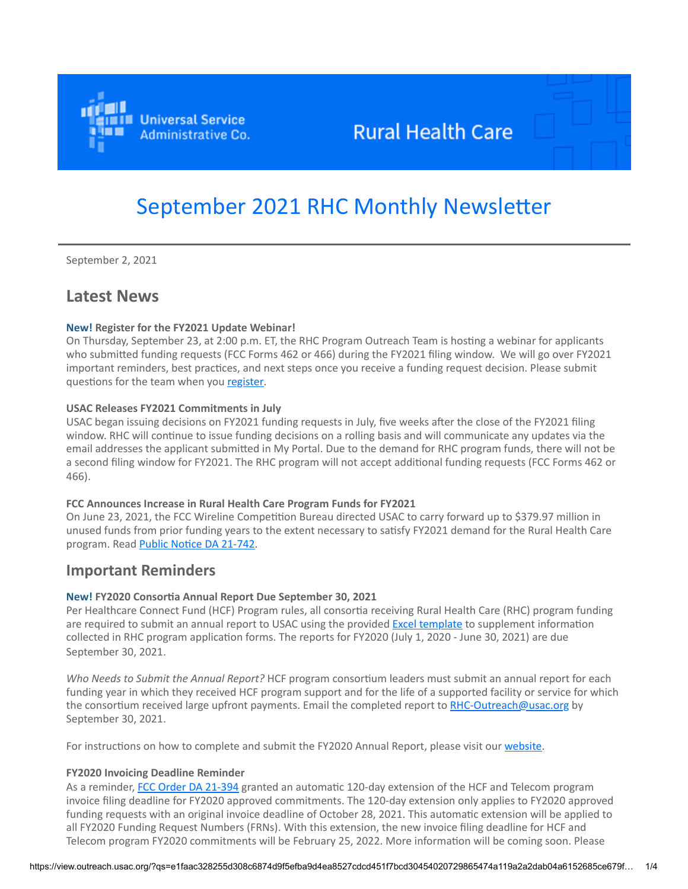Universal Service Administrative Co.

Rural Health Care

# September 2021 RHC Monthly Newsletter

September 2, 2021

## Latest News

**New! Register for the FY2021 Update Webinar!**
On Thursday, September 23, at 2:00 p.m. ET, the RHC Program Outreach Team is hosting a webinar for applicants who submitted funding requests (FCC Forms 462 or 466) during the FY2021 filing window. We will go over FY2021 important reminders, best practices, and next steps once you receive a funding request decision. Please submit questions for the team when you register.

**USAC Releases FY2021 Commitments in July**
USAC began issuing decisions on FY2021 funding requests in July, five weeks after the close of the FY2021 filing window. RHC will continue to issue funding decisions on a rolling basis and will communicate any updates via the email addresses the applicant submitted in My Portal. Due to the demand for RHC program funds, there will not be a second filing window for FY2021. The RHC program will not accept additional funding requests (FCC Forms 462 or 466).

**FCC Announces Increase in Rural Health Care Program Funds for FY2021**
On June 23, 2021, the FCC Wireline Competition Bureau directed USAC to carry forward up to $379.97 million in unused funds from prior funding years to the extent necessary to satisfy FY2021 demand for the Rural Health Care program. Read Public Notice DA 21-742.

## Important Reminders

**New! FY2020 Consortia Annual Report Due September 30, 2021**
Per Healthcare Connect Fund (HCF) Program rules, all consortia receiving Rural Health Care (RHC) program funding are required to submit an annual report to USAC using the provided Excel template to supplement information collected in RHC program application forms. The reports for FY2020 (July 1, 2020 - June 30, 2021) are due September 30, 2021.

*Who Needs to Submit the Annual Report?* HCF program consortium leaders must submit an annual report for each funding year in which they received HCF program support and for the life of a supported facility or service for which the consortium received large upfront payments. Email the completed report to RHC-Outreach@usac.org by September 30, 2021.

For instructions on how to complete and submit the FY2020 Annual Report, please visit our website.

**FY2020 Invoicing Deadline Reminder**
As a reminder, FCC Order DA 21-394 granted an automatic 120-day extension of the HCF and Telecom program invoice filing deadline for FY2020 approved commitments. The 120-day extension only applies to FY2020 approved funding requests with an original invoice deadline of October 28, 2021. This automatic extension will be applied to all FY2020 Funding Request Numbers (FRNs). With this extension, the new invoice filing deadline for HCF and Telecom program FY2020 commitments will be February 25, 2022. More information will be coming soon. Please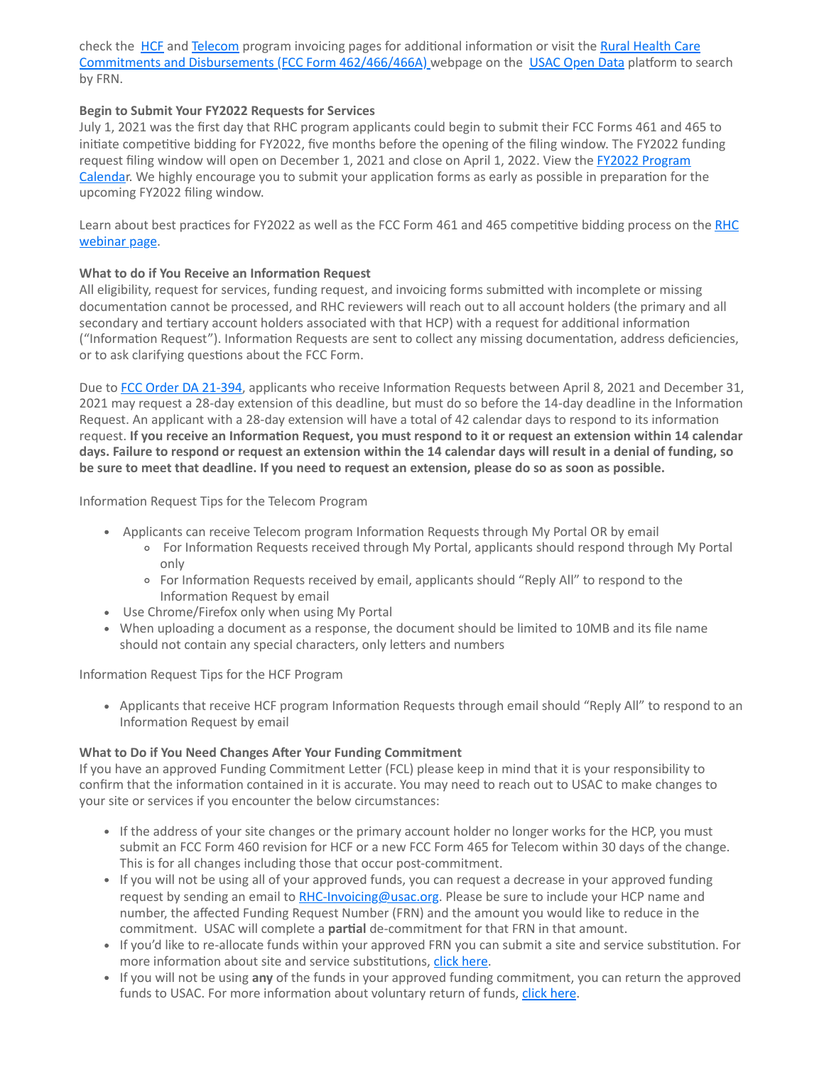check the [HCF](#) and [Telecom](#) program invoicing pages for additional information or visit the [Rural Health Care Commitments and Disbursements (FCC Form 462/466/466A)](#) webpage on the [USAC Open Data](#) platform to search by FRN.

**Begin to Submit Your FY2022 Requests for Services**

July 1, 2021 was the first day that RHC program applicants could begin to submit their FCC Forms 461 and 465 to initiate competitive bidding for FY2022, five months before the opening of the filing window. The FY2022 funding request filing window will open on December 1, 2021 and close on April 1, 2022. View the [FY2022 Program Calendar](#). We highly encourage you to submit your application forms as early as possible in preparation for the upcoming FY2022 filing window.

Learn about best practices for FY2022 as well as the FCC Form 461 and 465 competitive bidding process on the [RHC webinar page](#).

**What to do if You Receive an Information Request**

All eligibility, request for services, funding request, and invoicing forms submitted with incomplete or missing documentation cannot be processed, and RHC reviewers will reach out to all account holders (the primary and all secondary and tertiary account holders associated with that HCP) with a request for additional information ("Information Request"). Information Requests are sent to collect any missing documentation, address deficiencies, or to ask clarifying questions about the FCC Form.

Due to [FCC Order DA 21-394](#), applicants who receive Information Requests between April 8, 2021 and December 31, 2021 may request a 28-day extension of this deadline, but must do so before the 14-day deadline in the Information Request. An applicant with a 28-day extension will have a total of 42 calendar days to respond to its information request. **If you receive an Information Request, you must respond to it or request an extension within 14 calendar days. Failure to respond or request an extension within the 14 calendar days will result in a denial of funding, so be sure to meet that deadline. If you need to request an extension, please do so as soon as possible.**

Information Request Tips for the Telecom Program

- Applicants can receive Telecom program Information Requests through My Portal OR by email
  - For Information Requests received through My Portal, applicants should respond through My Portal only
  - For Information Requests received by email, applicants should "Reply All" to respond to the Information Request by email
- Use Chrome/Firefox only when using My Portal
- When uploading a document as a response, the document should be limited to 10MB and its file name should not contain any special characters, only letters and numbers

Information Request Tips for the HCF Program

- Applicants that receive HCF program Information Requests through email should "Reply All" to respond to an Information Request by email

**What to Do if You Need Changes After Your Funding Commitment**

If you have an approved Funding Commitment Letter (FCL) please keep in mind that it is your responsibility to confirm that the information contained in it is accurate. You may need to reach out to USAC to make changes to your site or services if you encounter the below circumstances:

- If the address of your site changes or the primary account holder no longer works for the HCP, you must submit an FCC Form 460 revision for HCF or a new FCC Form 465 for Telecom within 30 days of the change. This is for all changes including those that occur post-commitment.
- If you will not be using all of your approved funds, you can request a decrease in your approved funding request by sending an email to [RHC-Invoicing@usac.org](mailto:RHC-Invoicing@usac.org). Please be sure to include your HCP name and number, the affected Funding Request Number (FRN) and the amount you would like to reduce in the commitment. USAC will complete a **partial** de-commitment for that FRN in that amount.
- If you'd like to re-allocate funds within your approved FRN you can submit a site and service substitution. For more information about site and service substitutions, [click here](#).
- If you will not be using **any** of the funds in your approved funding commitment, you can return the approved funds to USAC. For more information about voluntary return of funds, [click here](#).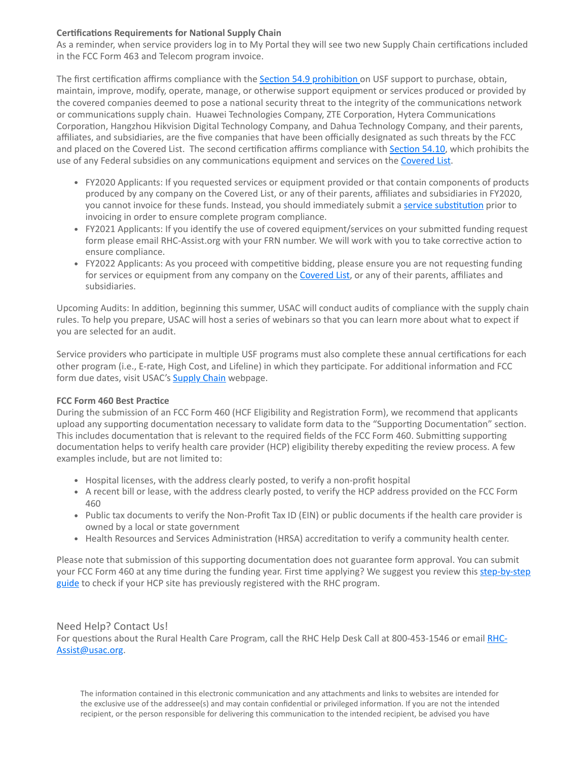**Certifications Requirements for National Supply Chain**

As a reminder, when service providers log in to My Portal they will see two new Supply Chain certifications included in the FCC Form 463 and Telecom program invoice.

The first certification affirms compliance with the Section 54.9 prohibition on USF support to purchase, obtain, maintain, improve, modify, operate, manage, or otherwise support equipment or services produced or provided by the covered companies deemed to pose a national security threat to the integrity of the communications network or communications supply chain. Huawei Technologies Company, ZTE Corporation, Hytera Communications Corporation, Hangzhou Hikvision Digital Technology Company, and Dahua Technology Company, and their parents, affiliates, and subsidiaries, are the five companies that have been officially designated as such threats by the FCC and placed on the Covered List. The second certification affirms compliance with Section 54.10, which prohibits the use of any Federal subsidies on any communications equipment and services on the Covered List.

- FY2020 Applicants: If you requested services or equipment provided or that contain components of products produced by any company on the Covered List, or any of their parents, affiliates and subsidiaries in FY2020, you cannot invoice for these funds. Instead, you should immediately submit a service substitution prior to invoicing in order to ensure complete program compliance.
- FY2021 Applicants: If you identify the use of covered equipment/services on your submitted funding request form please email RHC-Assist.org with your FRN number. We will work with you to take corrective action to ensure compliance.
- FY2022 Applicants: As you proceed with competitive bidding, please ensure you are not requesting funding for services or equipment from any company on the Covered List, or any of their parents, affiliates and subsidiaries.

Upcoming Audits: In addition, beginning this summer, USAC will conduct audits of compliance with the supply chain rules. To help you prepare, USAC will host a series of webinars so that you can learn more about what to expect if you are selected for an audit.

Service providers who participate in multiple USF programs must also complete these annual certifications for each other program (i.e., E-rate, High Cost, and Lifeline) in which they participate. For additional information and FCC form due dates, visit USAC's Supply Chain webpage.

**FCC Form 460 Best Practice**

During the submission of an FCC Form 460 (HCF Eligibility and Registration Form), we recommend that applicants upload any supporting documentation necessary to validate form data to the "Supporting Documentation" section. This includes documentation that is relevant to the required fields of the FCC Form 460. Submitting supporting documentation helps to verify health care provider (HCP) eligibility thereby expediting the review process. A few examples include, but are not limited to:

- Hospital licenses, with the address clearly posted, to verify a non-profit hospital
- A recent bill or lease, with the address clearly posted, to verify the HCP address provided on the FCC Form 460
- Public tax documents to verify the Non-Profit Tax ID (EIN) or public documents if the health care provider is owned by a local or state government
- Health Resources and Services Administration (HRSA) accreditation to verify a community health center.

Please note that submission of this supporting documentation does not guarantee form approval. You can submit your FCC Form 460 at any time during the funding year. First time applying? We suggest you review this step-by-step guide to check if your HCP site has previously registered with the RHC program.

## Need Help? Contact Us!

For questions about the Rural Health Care Program, call the RHC Help Desk Call at 800-453-1546 or email RHC-Assist@usac.org.

The information contained in this electronic communication and any attachments and links to websites are intended for the exclusive use of the addressee(s) and may contain confidential or privileged information. If you are not the intended recipient, or the person responsible for delivering this communication to the intended recipient, be advised you have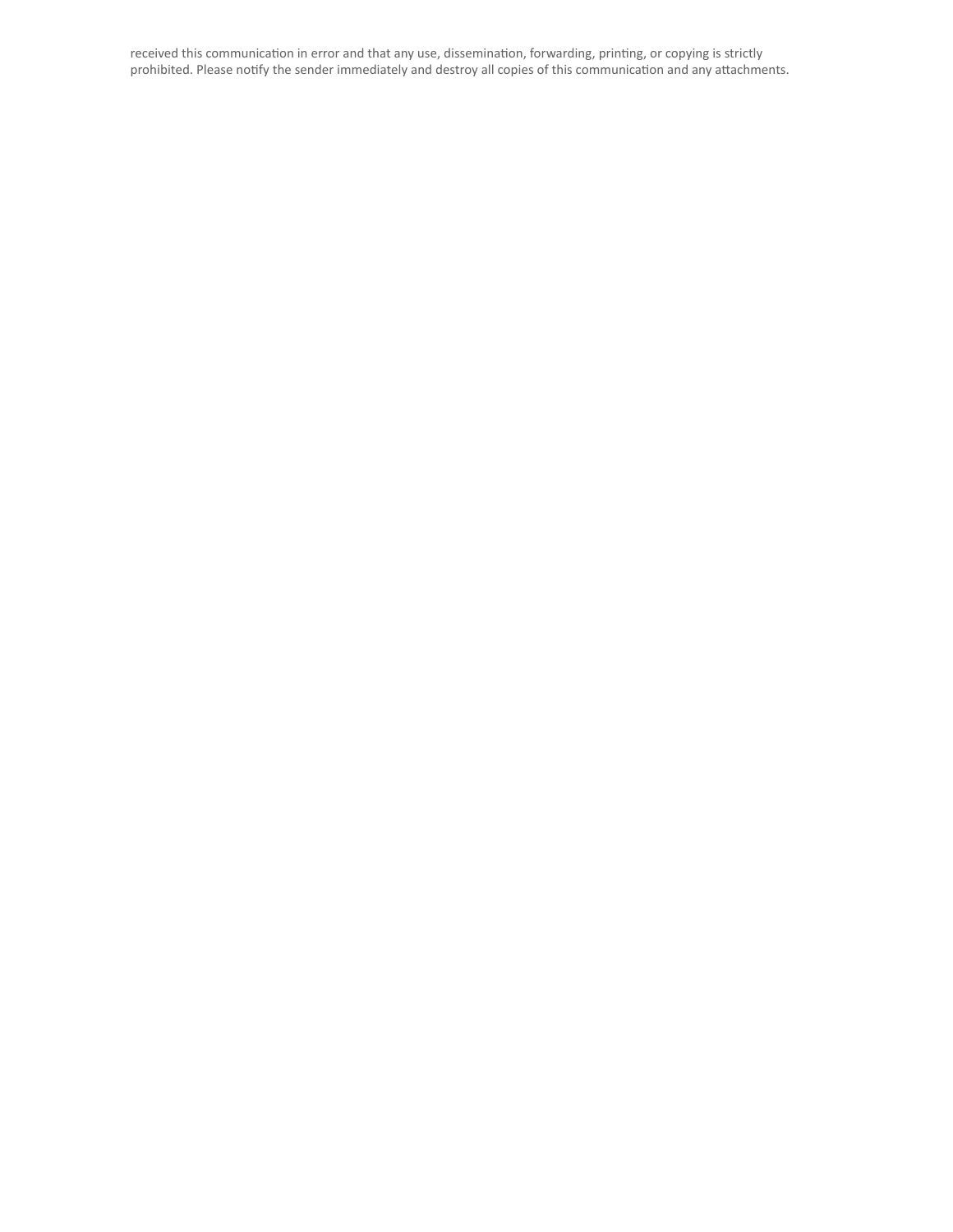received this communication in error and that any use, dissemination, forwarding, printing, or copying is strictly prohibited. Please notify the sender immediately and destroy all copies of this communication and any attachments.